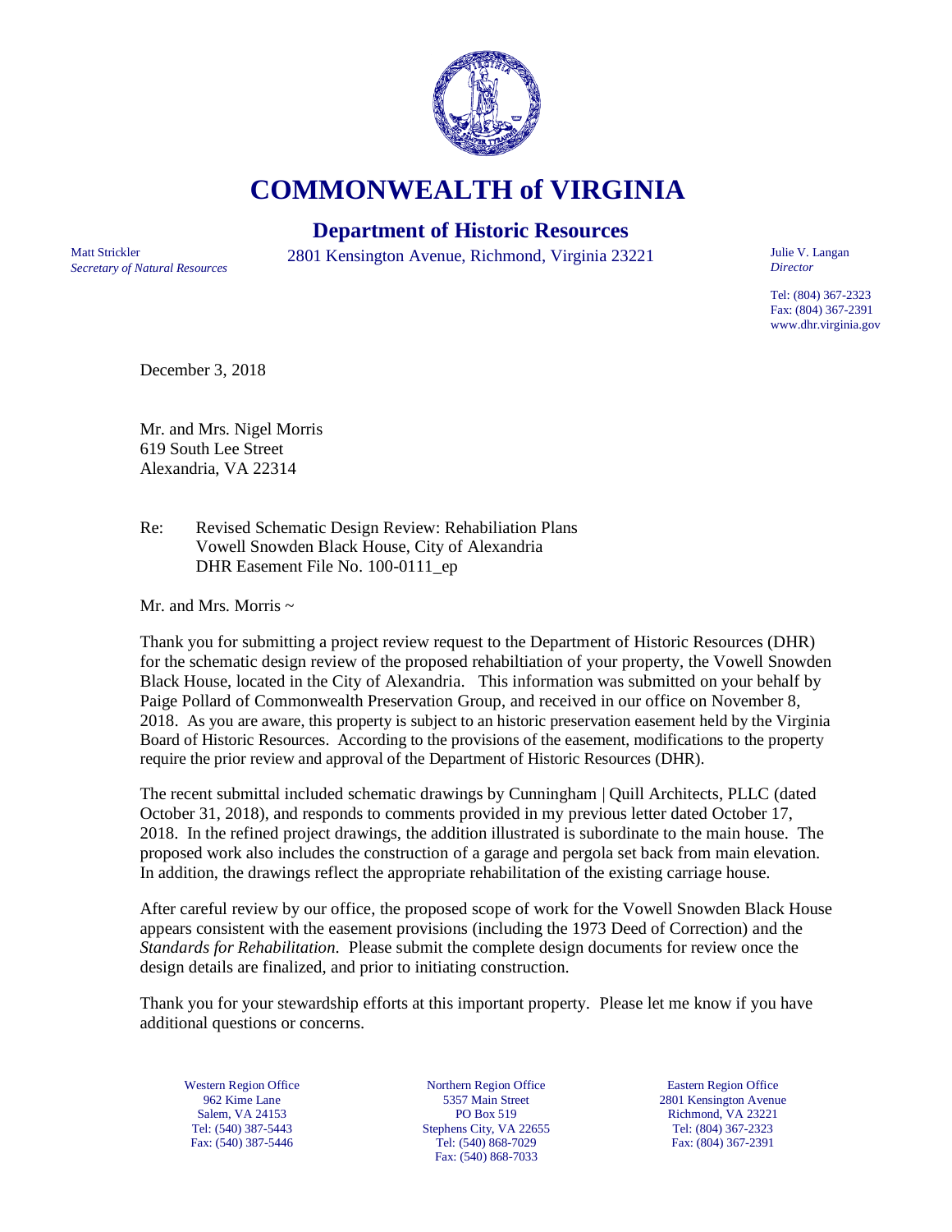# COMMONWEALTH of VIRGINIA

## Department of Historic Resources

Matt Strickler
*Secretary of Natural Resources*

2801 Kensington Avenue, Richmond, Virginia 23221

Julie V. Langan
*Director*

Tel: (804) 367-2323
Fax: (804) 367-2391
www.dhr.virginia.gov

December 3, 2018

Mr. and Mrs. Nigel Morris
619 South Lee Street
Alexandria, VA 22314

Re: Revised Schematic Design Review: Rehabiliation Plans
Vowell Snowden Black House, City of Alexandria
DHR Easement File No. 100-0111_ep

Mr. and Mrs. Morris ~

Thank you for submitting a project review request to the Department of Historic Resources (DHR) for the schematic design review of the proposed rehabiltiation of your property, the Vowell Snowden Black House, located in the City of Alexandria. This information was submitted on your behalf by Paige Pollard of Commonwealth Preservation Group, and received in our office on November 8, 2018. As you are aware, this property is subject to an historic preservation easement held by the Virginia Board of Historic Resources. According to the provisions of the easement, modifications to the property require the prior review and approval of the Department of Historic Resources (DHR).

The recent submittal included schematic drawings by Cunningham | Quill Architects, PLLC (dated October 31, 2018), and responds to comments provided in my previous letter dated October 17, 2018. In the refined project drawings, the addition illustrated is subordinate to the main house. The proposed work also includes the construction of a garage and pergola set back from main elevation. In addition, the drawings reflect the appropriate rehabilitation of the existing carriage house.

After careful review by our office, the proposed scope of work for the Vowell Snowden Black House appears consistent with the easement provisions (including the 1973 Deed of Correction) and the *Standards for Rehabilitation*. Please submit the complete design documents for review once the design details are finalized, and prior to initiating construction.

Thank you for your stewardship efforts at this important property. Please let me know if you have additional questions or concerns.

Western Region Office
962 Kime Lane
Salem, VA 24153
Tel: (540) 387-5443
Fax: (540) 387-5446

Northern Region Office
5357 Main Street
PO Box 519
Stephens City, VA 22655
Tel: (540) 868-7029
Fax: (540) 868-7033

Eastern Region Office
2801 Kensington Avenue
Richmond, VA 23221
Tel: (804) 367-2323
Fax: (804) 367-2391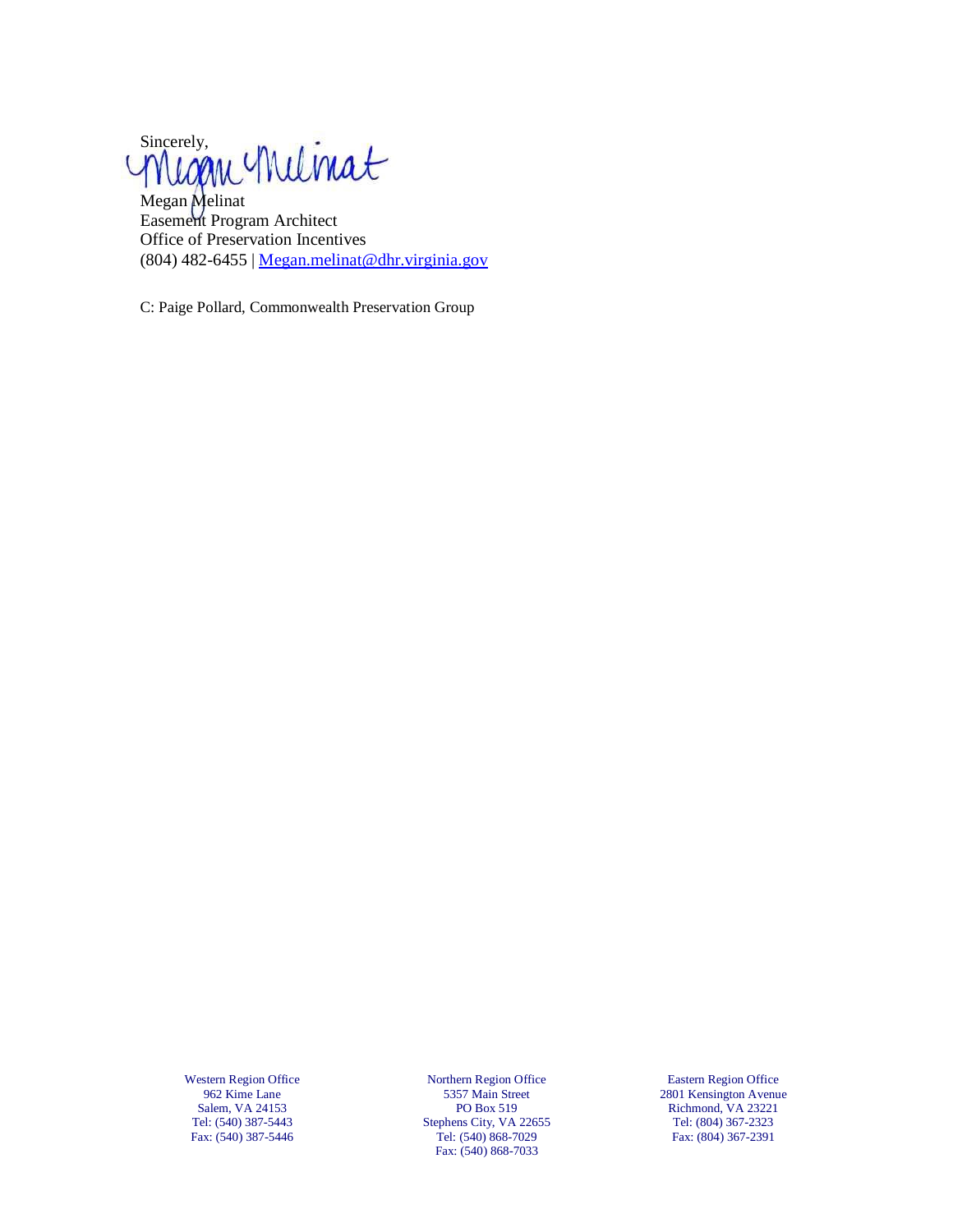Sincerely,

Megan Melinat

Megan Melinat
Easement Program Architect
Office of Preservation Incentives
(804) 482-6455 | Megan.melinat@dhr.virginia.gov

C: Paige Pollard, Commonwealth Preservation Group

Western Region Office
962 Kime Lane
Salem, VA 24153
Tel: (540) 387-5443
Fax: (540) 387-5446

Northern Region Office
5357 Main Street
PO Box 519
Stephens City, VA 22655
Tel: (540) 868-7029
Fax: (540) 868-7033

Eastern Region Office
2801 Kensington Avenue
Richmond, VA 23221
Tel: (804) 367-2323
Fax: (804) 367-2391